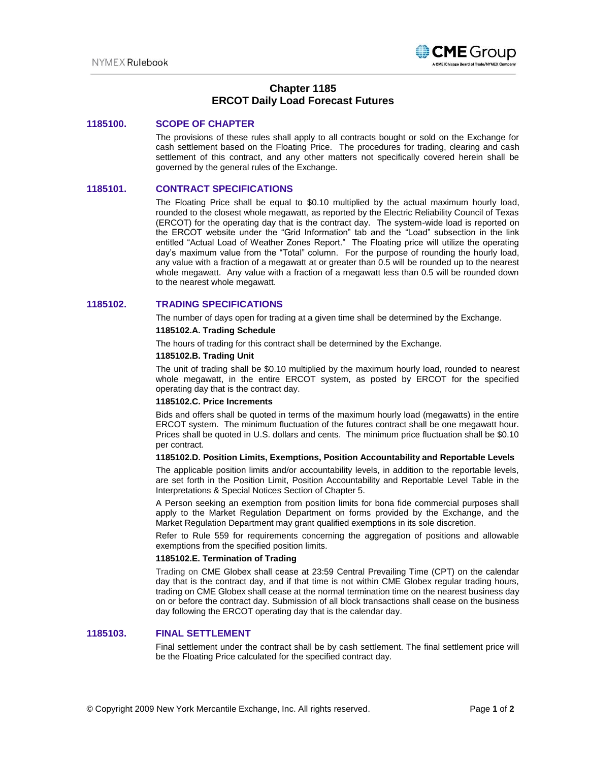# Chapter 1185
# ERCOT Daily Load Forecast Futures

## 1185100. SCOPE OF CHAPTER

The provisions of these rules shall apply to all contracts bought or sold on the Exchange for cash settlement based on the Floating Price. The procedures for trading, clearing and cash settlement of this contract, and any other matters not specifically covered herein shall be governed by the general rules of the Exchange.

## 1185101. CONTRACT SPECIFICATIONS

The Floating Price shall be equal to $0.10 multiplied by the actual maximum hourly load, rounded to the closest whole megawatt, as reported by the Electric Reliability Council of Texas (ERCOT) for the operating day that is the contract day. The system-wide load is reported on the ERCOT website under the "Grid Information" tab and the "Load" subsection in the link entitled "Actual Load of Weather Zones Report." The Floating price will utilize the operating day's maximum value from the "Total" column. For the purpose of rounding the hourly load, any value with a fraction of a megawatt at or greater than 0.5 will be rounded up to the nearest whole megawatt. Any value with a fraction of a megawatt less than 0.5 will be rounded down to the nearest whole megawatt.

## 1185102. TRADING SPECIFICATIONS

The number of days open for trading at a given time shall be determined by the Exchange.

### 1185102.A. Trading Schedule

The hours of trading for this contract shall be determined by the Exchange.

### 1185102.B. Trading Unit

The unit of trading shall be $0.10 multiplied by the maximum hourly load, rounded to nearest whole megawatt, in the entire ERCOT system, as posted by ERCOT for the specified operating day that is the contract day.

### 1185102.C. Price Increments

Bids and offers shall be quoted in terms of the maximum hourly load (megawatts) in the entire ERCOT system. The minimum fluctuation of the futures contract shall be one megawatt hour. Prices shall be quoted in U.S. dollars and cents. The minimum price fluctuation shall be $0.10 per contract.

### 1185102.D. Position Limits, Exemptions, Position Accountability and Reportable Levels

The applicable position limits and/or accountability levels, in addition to the reportable levels, are set forth in the Position Limit, Position Accountability and Reportable Level Table in the Interpretations & Special Notices Section of Chapter 5.

A Person seeking an exemption from position limits for bona fide commercial purposes shall apply to the Market Regulation Department on forms provided by the Exchange, and the Market Regulation Department may grant qualified exemptions in its sole discretion.

Refer to Rule 559 for requirements concerning the aggregation of positions and allowable exemptions from the specified position limits.

### 1185102.E. Termination of Trading

Trading on CME Globex shall cease at 23:59 Central Prevailing Time (CPT) on the calendar day that is the contract day, and if that time is not within CME Globex regular trading hours, trading on CME Globex shall cease at the normal termination time on the nearest business day on or before the contract day. Submission of all block transactions shall cease on the business day following the ERCOT operating day that is the calendar day.

## 1185103. FINAL SETTLEMENT

Final settlement under the contract shall be by cash settlement. The final settlement price will be the Floating Price calculated for the specified contract day.

© Copyright 2009 New York Mercantile Exchange, Inc. All rights reserved.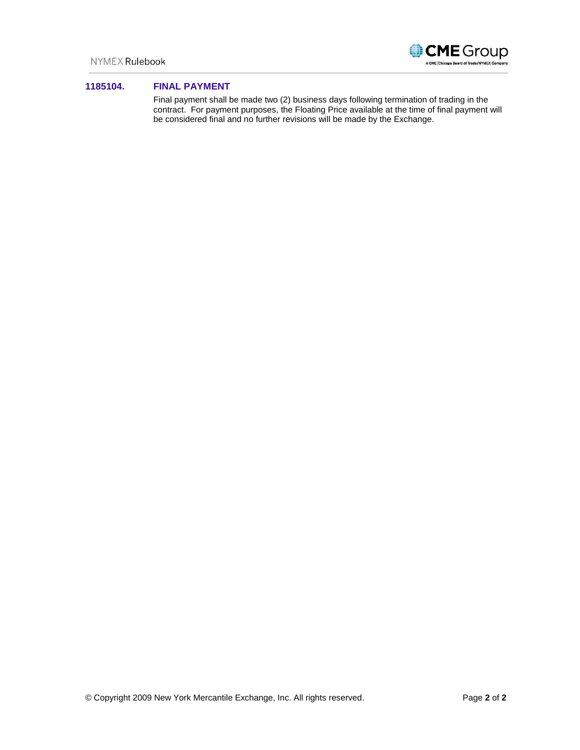### 1185104. FINAL PAYMENT

Final payment shall be made two (2) business days following termination of trading in the contract. For payment purposes, the Floating Price available at the time of final payment will be considered final and no further revisions will be made by the Exchange.